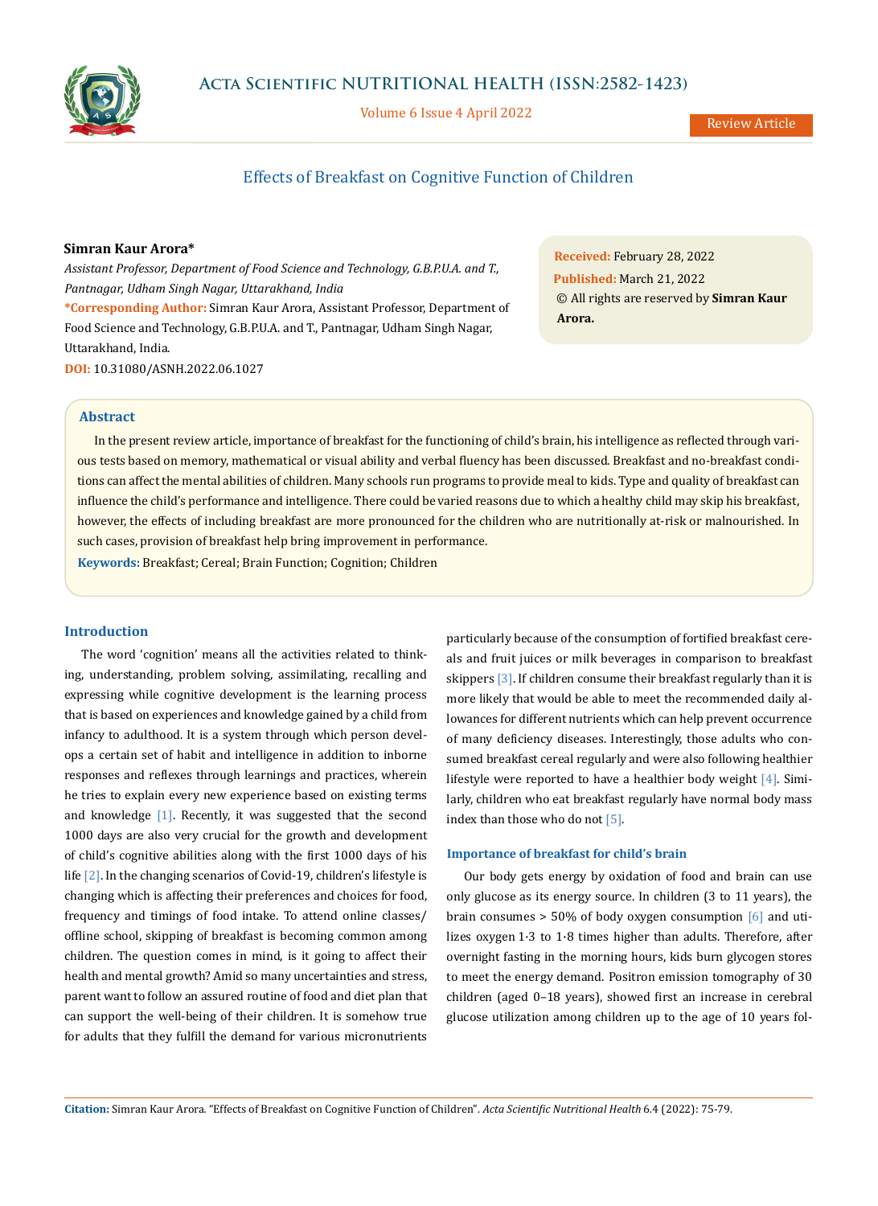# Effects of Breakfast on Cognitive Function of Children

**Simran Kaur Arora***

*Assistant Professor, Department of Food Science and Technology, G.B.P.U.A. and T., Pantnagar, Udham Singh Nagar, Uttarakhand, India*

**\*Corresponding Author:** Simran Kaur Arora, Assistant Professor, Department of Food Science and Technology, G.B.P.U.A. and T., Pantnagar, Udham Singh Nagar, Uttarakhand, India.

**DOI:** 10.31080/ASNH.2022.06.1027

**Received:** February 28, 2022
**Published:** March 21, 2022
© All rights are reserved by **Simran Kaur Arora.**

## Abstract

In the present review article, importance of breakfast for the functioning of child's brain, his intelligence as reflected through various tests based on memory, mathematical or visual ability and verbal fluency has been discussed. Breakfast and no-breakfast conditions can affect the mental abilities of children. Many schools run programs to provide meal to kids. Type and quality of breakfast can influence the child's performance and intelligence. There could be varied reasons due to which a healthy child may skip his breakfast, however, the effects of including breakfast are more pronounced for the children who are nutritionally at-risk or malnourished. In such cases, provision of breakfast help bring improvement in performance.

**Keywords:** Breakfast; Cereal; Brain Function; Cognition; Children

## Introduction

The word 'cognition' means all the activities related to thinking, understanding, problem solving, assimilating, recalling and expressing while cognitive development is the learning process that is based on experiences and knowledge gained by a child from infancy to adulthood. It is a system through which person develops a certain set of habit and intelligence in addition to inborne responses and reflexes through learnings and practices, wherein he tries to explain every new experience based on existing terms and knowledge [1]. Recently, it was suggested that the second 1000 days are also very crucial for the growth and development of child's cognitive abilities along with the first 1000 days of his life [2]. In the changing scenarios of Covid-19, children's lifestyle is changing which is affecting their preferences and choices for food, frequency and timings of food intake. To attend online classes/offline school, skipping of breakfast is becoming common among children. The question comes in mind, is it going to affect their health and mental growth? Amid so many uncertainties and stress, parent want to follow an assured routine of food and diet plan that can support the well-being of their children. It is somehow true for adults that they fulfill the demand for various micronutrients particularly because of the consumption of fortified breakfast cereals and fruit juices or milk beverages in comparison to breakfast skippers [3]. If children consume their breakfast regularly than it is more likely that would be able to meet the recommended daily allowances for different nutrients which can help prevent occurrence of many deficiency diseases. Interestingly, those adults who consumed breakfast cereal regularly and were also following healthier lifestyle were reported to have a healthier body weight [4]. Similarly, children who eat breakfast regularly have normal body mass index than those who do not [5].

### Importance of breakfast for child's brain

Our body gets energy by oxidation of food and brain can use only glucose as its energy source. In children (3 to 11 years), the brain consumes > 50% of body oxygen consumption [6] and utilizes oxygen 1·3 to 1·8 times higher than adults. Therefore, after overnight fasting in the morning hours, kids burn glycogen stores to meet the energy demand. Positron emission tomography of 30 children (aged 0–18 years), showed first an increase in cerebral glucose utilization among children up to the age of 10 years fol-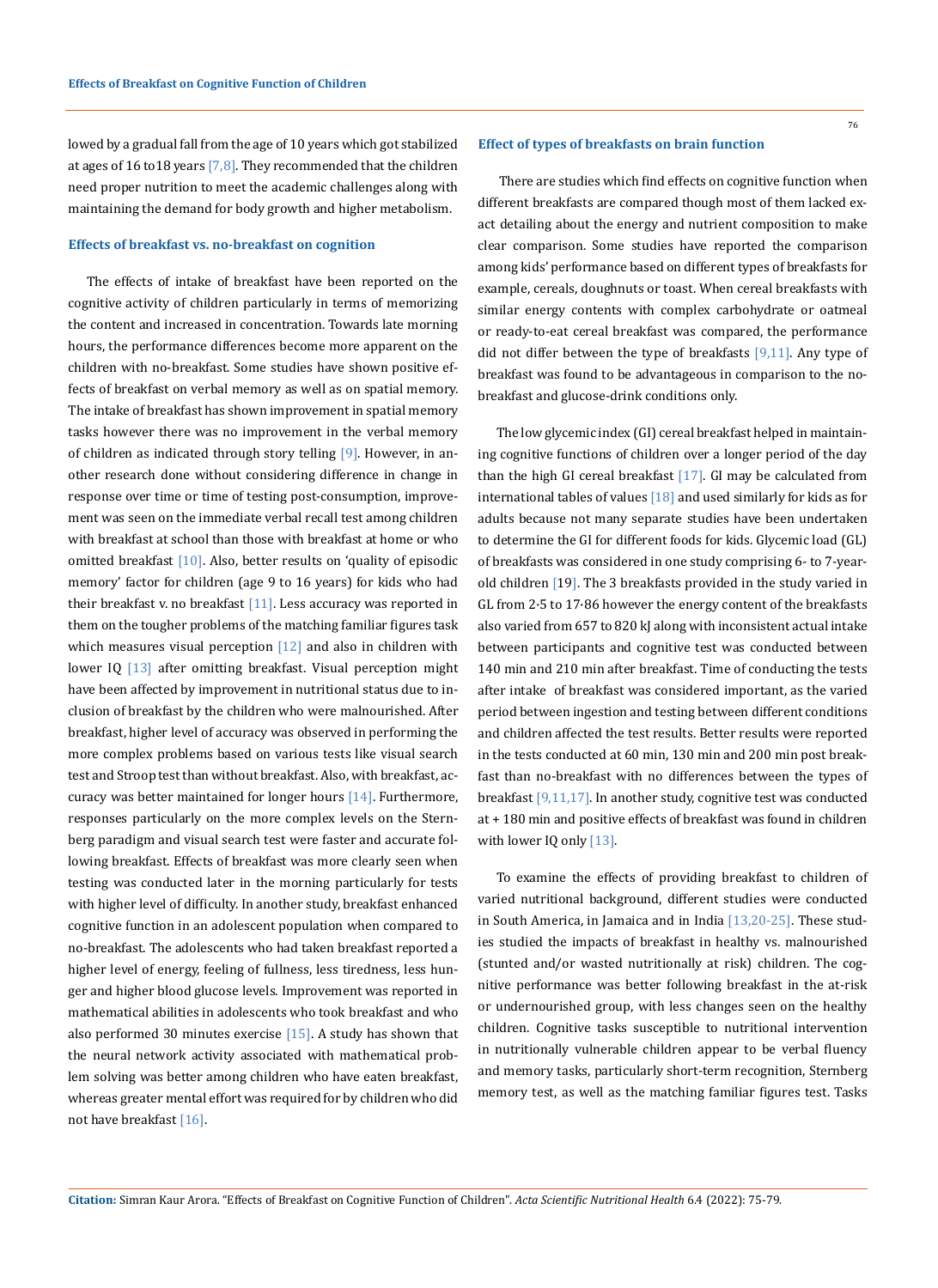lowed by a gradual fall from the age of 10 years which got stabilized at ages of 16 to18 years [7,8]. They recommended that the children need proper nutrition to meet the academic challenges along with maintaining the demand for body growth and higher metabolism.

### Effects of breakfast vs. no-breakfast on cognition

The effects of intake of breakfast have been reported on the cognitive activity of children particularly in terms of memorizing the content and increased in concentration. Towards late morning hours, the performance differences become more apparent on the children with no-breakfast. Some studies have shown positive effects of breakfast on verbal memory as well as on spatial memory. The intake of breakfast has shown improvement in spatial memory tasks however there was no improvement in the verbal memory of children as indicated through story telling [9]. However, in another research done without considering difference in change in response over time or time of testing post-consumption, improvement was seen on the immediate verbal recall test among children with breakfast at school than those with breakfast at home or who omitted breakfast [10]. Also, better results on 'quality of episodic memory' factor for children (age 9 to 16 years) for kids who had their breakfast v. no breakfast [11]. Less accuracy was reported in them on the tougher problems of the matching familiar figures task which measures visual perception [12] and also in children with lower IQ [13] after omitting breakfast. Visual perception might have been affected by improvement in nutritional status due to inclusion of breakfast by the children who were malnourished. After breakfast, higher level of accuracy was observed in performing the more complex problems based on various tests like visual search test and Stroop test than without breakfast. Also, with breakfast, accuracy was better maintained for longer hours [14]. Furthermore, responses particularly on the more complex levels on the Sternberg paradigm and visual search test were faster and accurate following breakfast. Effects of breakfast was more clearly seen when testing was conducted later in the morning particularly for tests with higher level of difficulty. In another study, breakfast enhanced cognitive function in an adolescent population when compared to no-breakfast. The adolescents who had taken breakfast reported a higher level of energy, feeling of fullness, less tiredness, less hunger and higher blood glucose levels. Improvement was reported in mathematical abilities in adolescents who took breakfast and who also performed 30 minutes exercise [15]. A study has shown that the neural network activity associated with mathematical problem solving was better among children who have eaten breakfast, whereas greater mental effort was required for by children who did not have breakfast [16].

### Effect of types of breakfasts on brain function

There are studies which find effects on cognitive function when different breakfasts are compared though most of them lacked exact detailing about the energy and nutrient composition to make clear comparison. Some studies have reported the comparison among kids' performance based on different types of breakfasts for example, cereals, doughnuts or toast. When cereal breakfasts with similar energy contents with complex carbohydrate or oatmeal or ready-to-eat cereal breakfast was compared, the performance did not differ between the type of breakfasts [9,11]. Any type of breakfast was found to be advantageous in comparison to the no-breakfast and glucose-drink conditions only.

The low glycemic index (GI) cereal breakfast helped in maintaining cognitive functions of children over a longer period of the day than the high GI cereal breakfast [17]. GI may be calculated from international tables of values [18] and used similarly for kids as for adults because not many separate studies have been undertaken to determine the GI for different foods for kids. Glycemic load (GL) of breakfasts was considered in one study comprising 6- to 7-year-old children [19]. The 3 breakfasts provided in the study varied in GL from 2·5 to 17·86 however the energy content of the breakfasts also varied from 657 to 820 kJ along with inconsistent actual intake between participants and cognitive test was conducted between 140 min and 210 min after breakfast. Time of conducting the tests after intake of breakfast was considered important, as the varied period between ingestion and testing between different conditions and children affected the test results. Better results were reported in the tests conducted at 60 min, 130 min and 200 min post breakfast than no-breakfast with no differences between the types of breakfast [9,11,17]. In another study, cognitive test was conducted at + 180 min and positive effects of breakfast was found in children with lower IQ only [13].

To examine the effects of providing breakfast to children of varied nutritional background, different studies were conducted in South America, in Jamaica and in India [13,20-25]. These studies studied the impacts of breakfast in healthy vs. malnourished (stunted and/or wasted nutritionally at risk) children. The cognitive performance was better following breakfast in the at-risk or undernourished group, with less changes seen on the healthy children. Cognitive tasks susceptible to nutritional intervention in nutritionally vulnerable children appear to be verbal fluency and memory tasks, particularly short-term recognition, Sternberg memory test, as well as the matching familiar figures test. Tasks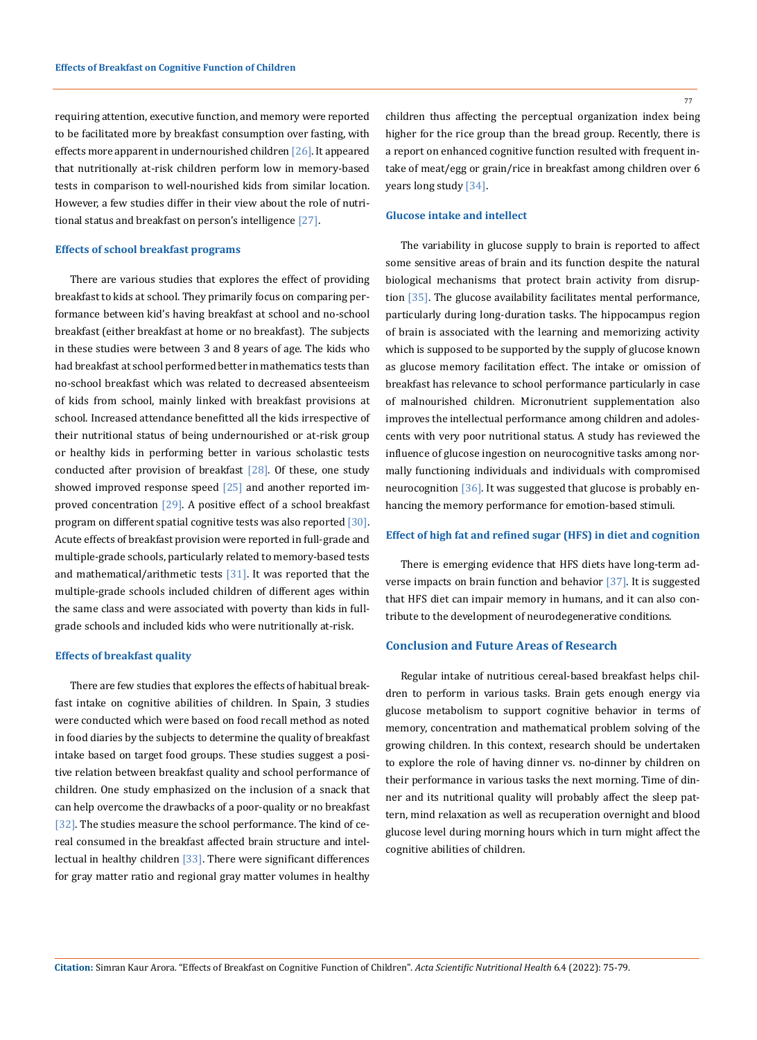requiring attention, executive function, and memory were reported to be facilitated more by breakfast consumption over fasting, with effects more apparent in undernourished children [26]. It appeared that nutritionally at-risk children perform low in memory-based tests in comparison to well-nourished kids from similar location. However, a few studies differ in their view about the role of nutritional status and breakfast on person's intelligence [27].

### Effects of school breakfast programs

There are various studies that explores the effect of providing breakfast to kids at school. They primarily focus on comparing performance between kid's having breakfast at school and no-school breakfast (either breakfast at home or no breakfast). The subjects in these studies were between 3 and 8 years of age. The kids who had breakfast at school performed better in mathematics tests than no-school breakfast which was related to decreased absenteeism of kids from school, mainly linked with breakfast provisions at school. Increased attendance benefitted all the kids irrespective of their nutritional status of being undernourished or at-risk group or healthy kids in performing better in various scholastic tests conducted after provision of breakfast [28]. Of these, one study showed improved response speed [25] and another reported improved concentration [29]. A positive effect of a school breakfast program on different spatial cognitive tests was also reported [30]. Acute effects of breakfast provision were reported in full-grade and multiple-grade schools, particularly related to memory-based tests and mathematical/arithmetic tests [31]. It was reported that the multiple-grade schools included children of different ages within the same class and were associated with poverty than kids in full-grade schools and included kids who were nutritionally at-risk.

### Effects of breakfast quality

There are few studies that explores the effects of habitual breakfast intake on cognitive abilities of children. In Spain, 3 studies were conducted which were based on food recall method as noted in food diaries by the subjects to determine the quality of breakfast intake based on target food groups. These studies suggest a positive relation between breakfast quality and school performance of children. One study emphasized on the inclusion of a snack that can help overcome the drawbacks of a poor-quality or no breakfast [32]. The studies measure the school performance. The kind of cereal consumed in the breakfast affected brain structure and intellectual in healthy children [33]. There were significant differences for gray matter ratio and regional gray matter volumes in healthy children thus affecting the perceptual organization index being higher for the rice group than the bread group. Recently, there is a report on enhanced cognitive function resulted with frequent intake of meat/egg or grain/rice in breakfast among children over 6 years long study [34].

### Glucose intake and intellect

The variability in glucose supply to brain is reported to affect some sensitive areas of brain and its function despite the natural biological mechanisms that protect brain activity from disruption [35]. The glucose availability facilitates mental performance, particularly during long-duration tasks. The hippocampus region of brain is associated with the learning and memorizing activity which is supposed to be supported by the supply of glucose known as glucose memory facilitation effect. The intake or omission of breakfast has relevance to school performance particularly in case of malnourished children. Micronutrient supplementation also improves the intellectual performance among children and adolescents with very poor nutritional status. A study has reviewed the influence of glucose ingestion on neurocognitive tasks among normally functioning individuals and individuals with compromised neurocognition [36]. It was suggested that glucose is probably enhancing the memory performance for emotion-based stimuli.

### Effect of high fat and refined sugar (HFS) in diet and cognition

There is emerging evidence that HFS diets have long-term adverse impacts on brain function and behavior [37]. It is suggested that HFS diet can impair memory in humans, and it can also contribute to the development of neurodegenerative conditions.

## Conclusion and Future Areas of Research

Regular intake of nutritious cereal-based breakfast helps children to perform in various tasks. Brain gets enough energy via glucose metabolism to support cognitive behavior in terms of memory, concentration and mathematical problem solving of the growing children. In this context, research should be undertaken to explore the role of having dinner vs. no-dinner by children on their performance in various tasks the next morning. Time of dinner and its nutritional quality will probably affect the sleep pattern, mind relaxation as well as recuperation overnight and blood glucose level during morning hours which in turn might affect the cognitive abilities of children.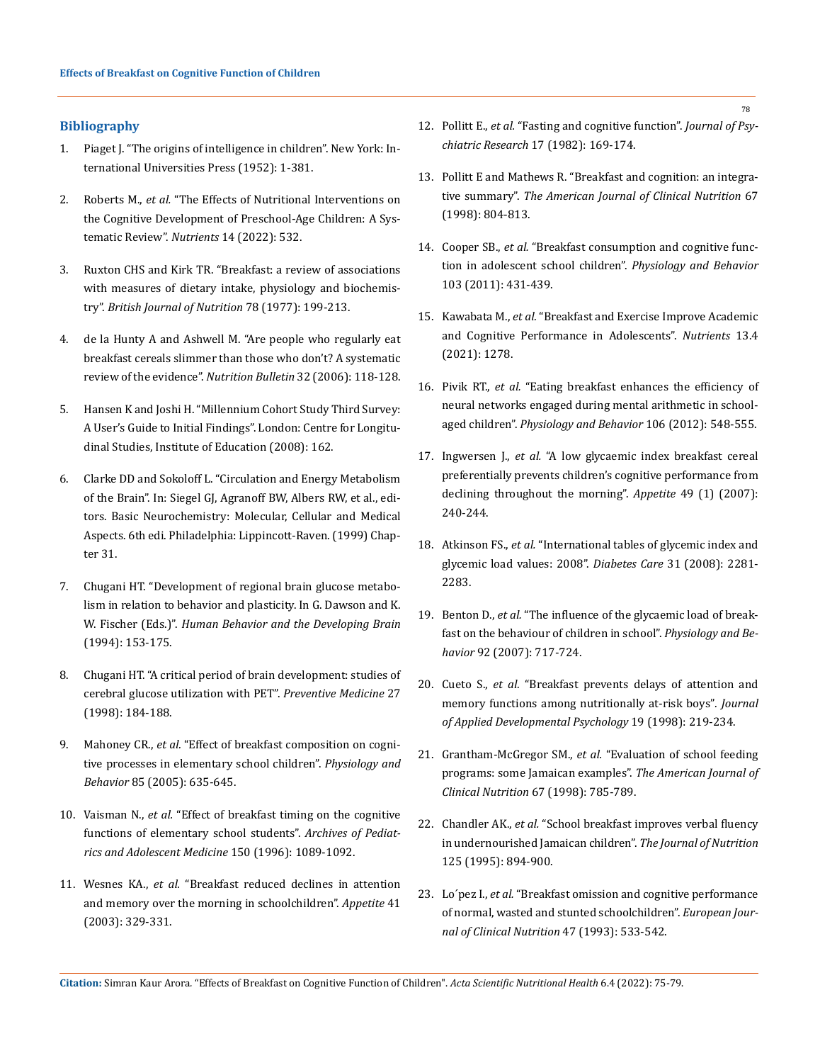## Bibliography

1. Piaget J. "The origins of intelligence in children". New York: International Universities Press (1952): 1-381.
2. Roberts M., *et al.* "The Effects of Nutritional Interventions on the Cognitive Development of Preschool-Age Children: A Systematic Review". *Nutrients* 14 (2022): 532.
3. Ruxton CHS and Kirk TR. "Breakfast: a review of associations with measures of dietary intake, physiology and biochemistry". *British Journal of Nutrition* 78 (1977): 199-213.
4. de la Hunty A and Ashwell M. "Are people who regularly eat breakfast cereals slimmer than those who don't? A systematic review of the evidence". *Nutrition Bulletin* 32 (2006): 118-128.
5. Hansen K and Joshi H. "Millennium Cohort Study Third Survey: A User's Guide to Initial Findings". London: Centre for Longitudinal Studies, Institute of Education (2008): 162.
6. Clarke DD and Sokoloff L. "Circulation and Energy Metabolism of the Brain". In: Siegel GJ, Agranoff BW, Albers RW, et al., editors. Basic Neurochemistry: Molecular, Cellular and Medical Aspects. 6th edi. Philadelphia: Lippincott-Raven. (1999) Chapter 31.
7. Chugani HT. "Development of regional brain glucose metabolism in relation to behavior and plasticity. In G. Dawson and K. W. Fischer (Eds.)". *Human Behavior and the Developing Brain* (1994): 153-175.
8. Chugani HT. "A critical period of brain development: studies of cerebral glucose utilization with PET". *Preventive Medicine* 27 (1998): 184-188.
9. Mahoney CR., *et al.* "Effect of breakfast composition on cognitive processes in elementary school children". *Physiology and Behavior* 85 (2005): 635-645.
10. Vaisman N., *et al.* "Effect of breakfast timing on the cognitive functions of elementary school students". *Archives of Pediatrics and Adolescent Medicine* 150 (1996): 1089-1092.
11. Wesnes KA., *et al.* "Breakfast reduced declines in attention and memory over the morning in schoolchildren". *Appetite* 41 (2003): 329-331.
12. Pollitt E., *et al.* "Fasting and cognitive function". *Journal of Psychiatric Research* 17 (1982): 169-174.
13. Pollitt E and Mathews R. "Breakfast and cognition: an integrative summary". *The American Journal of Clinical Nutrition* 67 (1998): 804-813.
14. Cooper SB., *et al.* "Breakfast consumption and cognitive function in adolescent school children". *Physiology and Behavior* 103 (2011): 431-439.
15. Kawabata M., *et al.* "Breakfast and Exercise Improve Academic and Cognitive Performance in Adolescents". *Nutrients* 13.4 (2021): 1278.
16. Pivik RT., *et al.* "Eating breakfast enhances the efficiency of neural networks engaged during mental arithmetic in school-aged children". *Physiology and Behavior* 106 (2012): 548-555.
17. Ingwersen J., *et al.* "A low glycaemic index breakfast cereal preferentially prevents children's cognitive performance from declining throughout the morning". *Appetite* 49 (1) (2007): 240-244.
18. Atkinson FS., *et al.* "International tables of glycemic index and glycemic load values: 2008". *Diabetes Care* 31 (2008): 2281-2283.
19. Benton D., *et al.* "The influence of the glycaemic load of breakfast on the behaviour of children in school". *Physiology and Behavior* 92 (2007): 717-724.
20. Cueto S., *et al.* "Breakfast prevents delays of attention and memory functions among nutritionally at-risk boys". *Journal of Applied Developmental Psychology* 19 (1998): 219-234.
21. Grantham-McGregor SM., *et al.* "Evaluation of school feeding programs: some Jamaican examples". *The American Journal of Clinical Nutrition* 67 (1998): 785-789.
22. Chandler AK., *et al.* "School breakfast improves verbal fluency in undernourished Jamaican children". *The Journal of Nutrition* 125 (1995): 894-900.
23. Lo´pez I., *et al.* "Breakfast omission and cognitive performance of normal, wasted and stunted schoolchildren". *European Journal of Clinical Nutrition* 47 (1993): 533-542.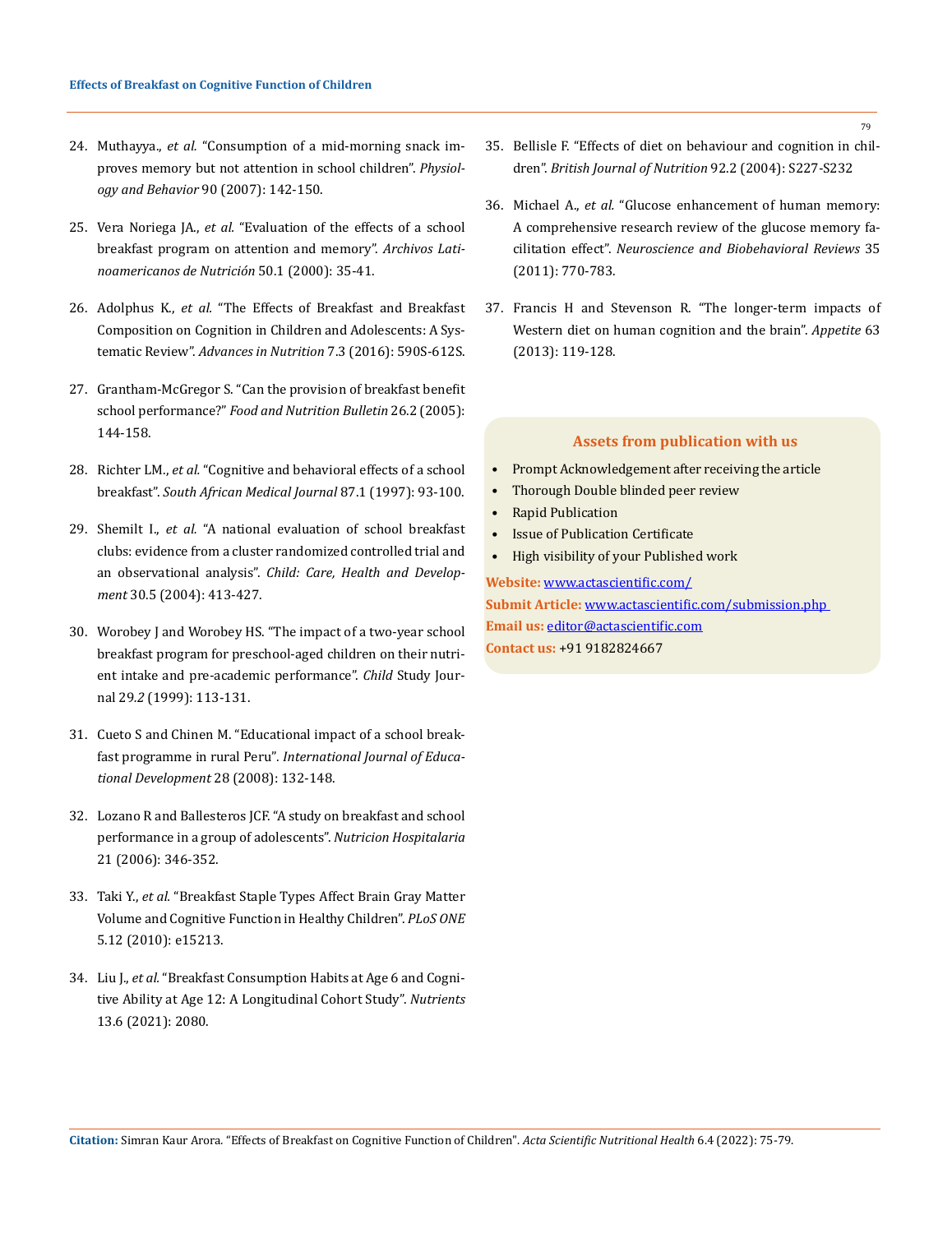24. Muthayya., *et al.* "Consumption of a mid-morning snack improves memory but not attention in school children". *Physiology and Behavior* 90 (2007): 142-150.

25. Vera Noriega JA., *et al.* "Evaluation of the effects of a school breakfast program on attention and memory". *Archivos Latinoamericanos de Nutrición* 50.1 (2000): 35-41.

26. Adolphus K., *et al.* "The Effects of Breakfast and Breakfast Composition on Cognition in Children and Adolescents: A Systematic Review". *Advances in Nutrition* 7.3 (2016): 590S-612S.

27. Grantham-McGregor S. "Can the provision of breakfast benefit school performance?" *Food and Nutrition Bulletin* 26.2 (2005): 144-158.

28. Richter LM., *et al.* "Cognitive and behavioral effects of a school breakfast". *South African Medical Journal* 87.1 (1997): 93-100.

29. Shemilt I., *et al.* "A national evaluation of school breakfast clubs: evidence from a cluster randomized controlled trial and an observational analysis". *Child: Care, Health and Development* 30.5 (2004): 413-427.

30. Worobey J and Worobey HS. "The impact of a two-year school breakfast program for preschool-aged children on their nutrient intake and pre-academic performance". *Child* Study Journal 29*.2* (1999): 113-131.

31. Cueto S and Chinen M. "Educational impact of a school breakfast programme in rural Peru". *International Journal of Educational Development* 28 (2008): 132-148.

32. Lozano R and Ballesteros JCF. "A study on breakfast and school performance in a group of adolescents". *Nutricion Hospitalaria* 21 (2006): 346-352.

33. Taki Y., *et al.* "Breakfast Staple Types Affect Brain Gray Matter Volume and Cognitive Function in Healthy Children". *PLoS ONE* 5.12 (2010): e15213.

34. Liu J., *et al.* "Breakfast Consumption Habits at Age 6 and Cognitive Ability at Age 12: A Longitudinal Cohort Study". *Nutrients* 13.6 (2021): 2080.

35. Bellisle F. "Effects of diet on behaviour and cognition in children". *British Journal of Nutrition* 92.2 (2004): S227-S232

36. Michael A., *et al.* "Glucose enhancement of human memory: A comprehensive research review of the glucose memory facilitation effect". *Neuroscience and Biobehavioral Reviews* 35 (2011): 770-783.

37. Francis H and Stevenson R. "The longer-term impacts of Western diet on human cognition and the brain". *Appetite* 63 (2013): 119-128.

**Assets from publication with us**

- Prompt Acknowledgement after receiving the article
- Thorough Double blinded peer review
- Rapid Publication
- Issue of Publication Certificate
- High visibility of your Published work

**Website:** www.actascientific.com/
**Submit Article:** www.actascientific.com/submission.php
**Email us:** editor@actascientific.com
**Contact us:** +91 9182824667